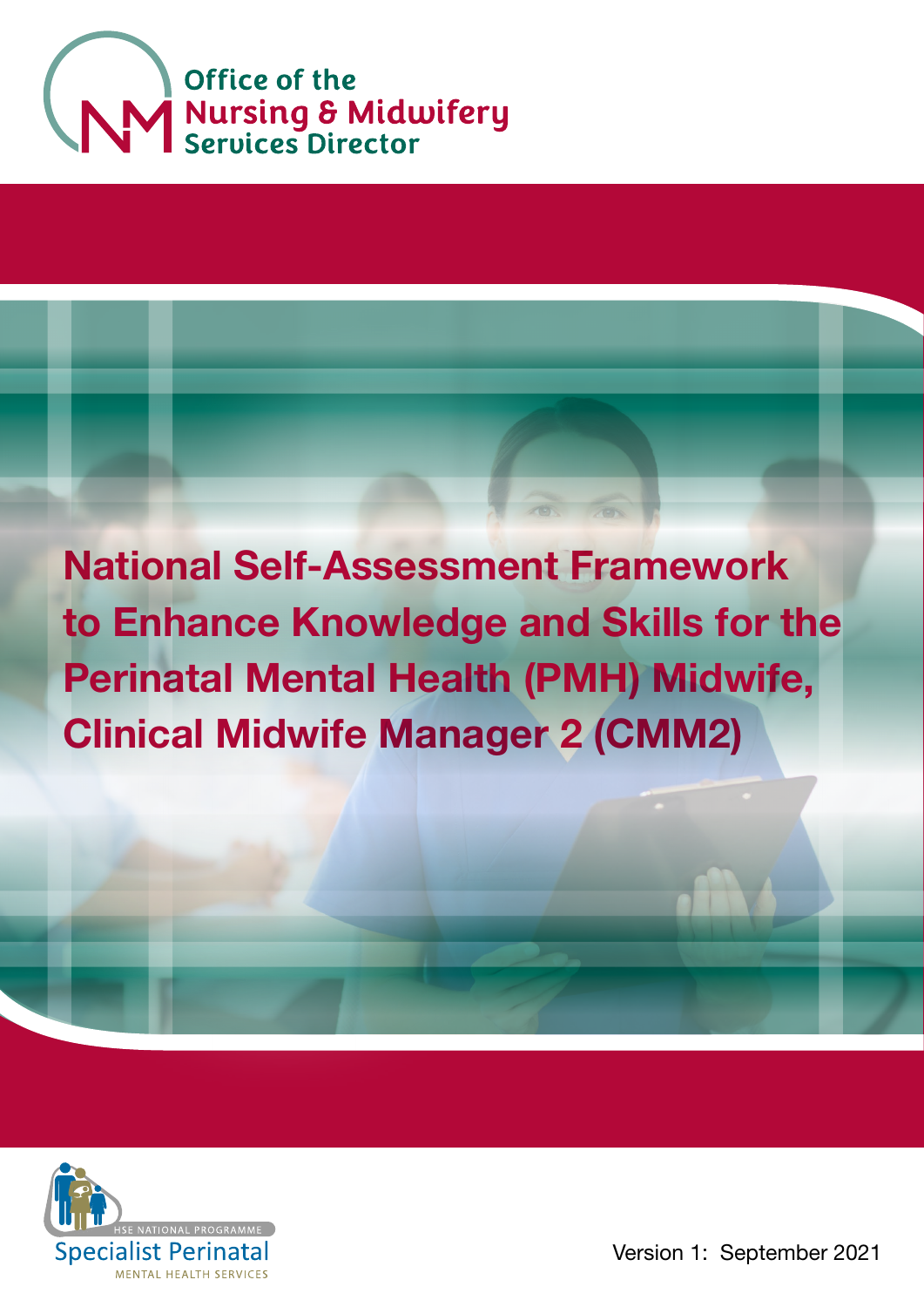Office of the
Nursing & Midwifery
Services Director

# National Self-Assessment Framework to Enhance Knowledge and Skills for the Perinatal Mental Health (PMH) Midwife, Clinical Midwife Manager 2 (CMM2)

HSE NATIONAL PROGRAMME
Specialist Perinatal
MENTAL HEALTH SERVICES

Version 1: September 2021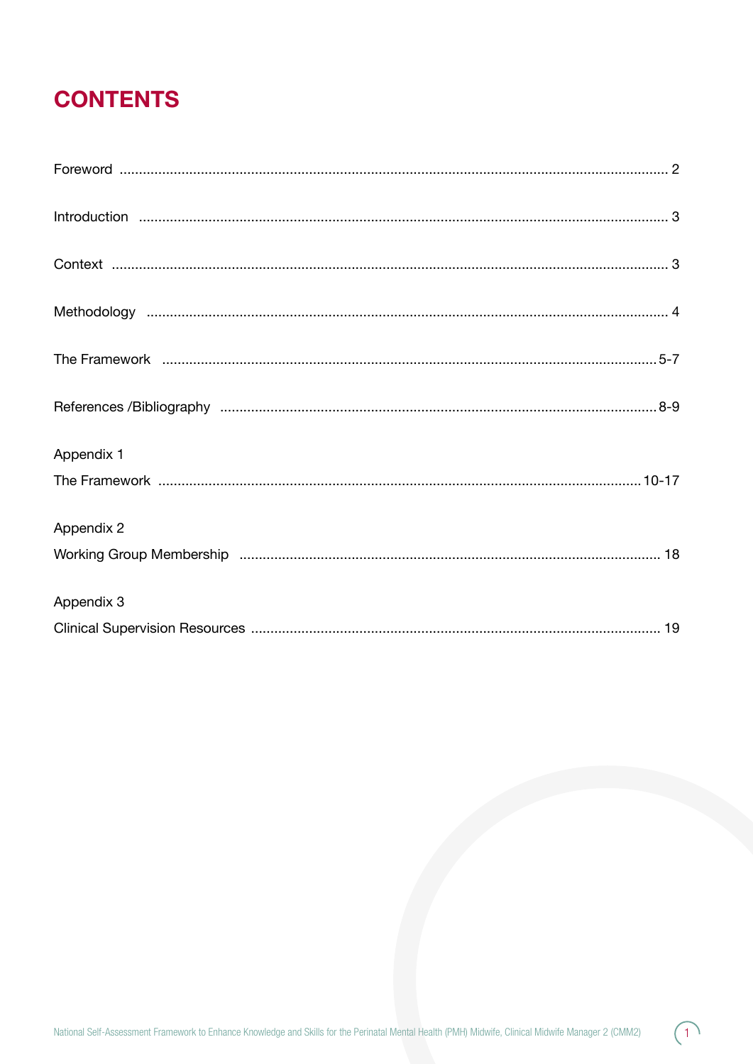# CONTENTS

| | |
|---|---|
| Foreword | 2 |
| Introduction | 3 |
| Context | 3 |
| Methodology | 4 |
| The Framework | 5-7 |
| References /Bibliography | 8-9 |
| Appendix 1 | |
| The Framework | 10-17 |
| Appendix 2 | |
| Working Group Membership | 18 |
| Appendix 3 | |
| Clinical Supervision Resources | 19 |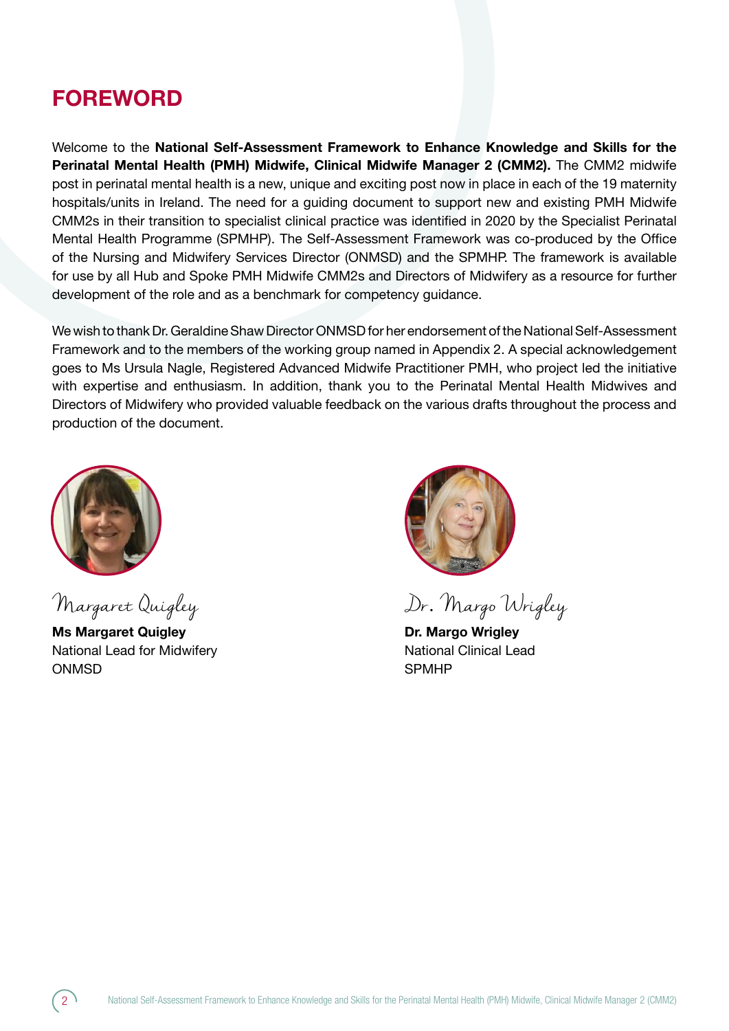# FOREWORD

Welcome to the **National Self-Assessment Framework to Enhance Knowledge and Skills for the Perinatal Mental Health (PMH) Midwife, Clinical Midwife Manager 2 (CMM2).** The CMM2 midwife post in perinatal mental health is a new, unique and exciting post now in place in each of the 19 maternity hospitals/units in Ireland. The need for a guiding document to support new and existing PMH Midwife CMM2s in their transition to specialist clinical practice was identified in 2020 by the Specialist Perinatal Mental Health Programme (SPMHP). The Self-Assessment Framework was co-produced by the Office of the Nursing and Midwifery Services Director (ONMSD) and the SPMHP. The framework is available for use by all Hub and Spoke PMH Midwife CMM2s and Directors of Midwifery as a resource for further development of the role and as a benchmark for competency guidance.

We wish to thank Dr. Geraldine Shaw Director ONMSD for her endorsement of the National Self-Assessment Framework and to the members of the working group named in Appendix 2. A special acknowledgement goes to Ms Ursula Nagle, Registered Advanced Midwife Practitioner PMH, who project led the initiative with expertise and enthusiasm. In addition, thank you to the Perinatal Mental Health Midwives and Directors of Midwifery who provided valuable feedback on the various drafts throughout the process and production of the document.

*Margaret Quigley*

**Ms Margaret Quigley**
National Lead for Midwifery
ONMSD

*Dr. Margo Wrigley*

**Dr. Margo Wrigley**
National Clinical Lead
SPMHP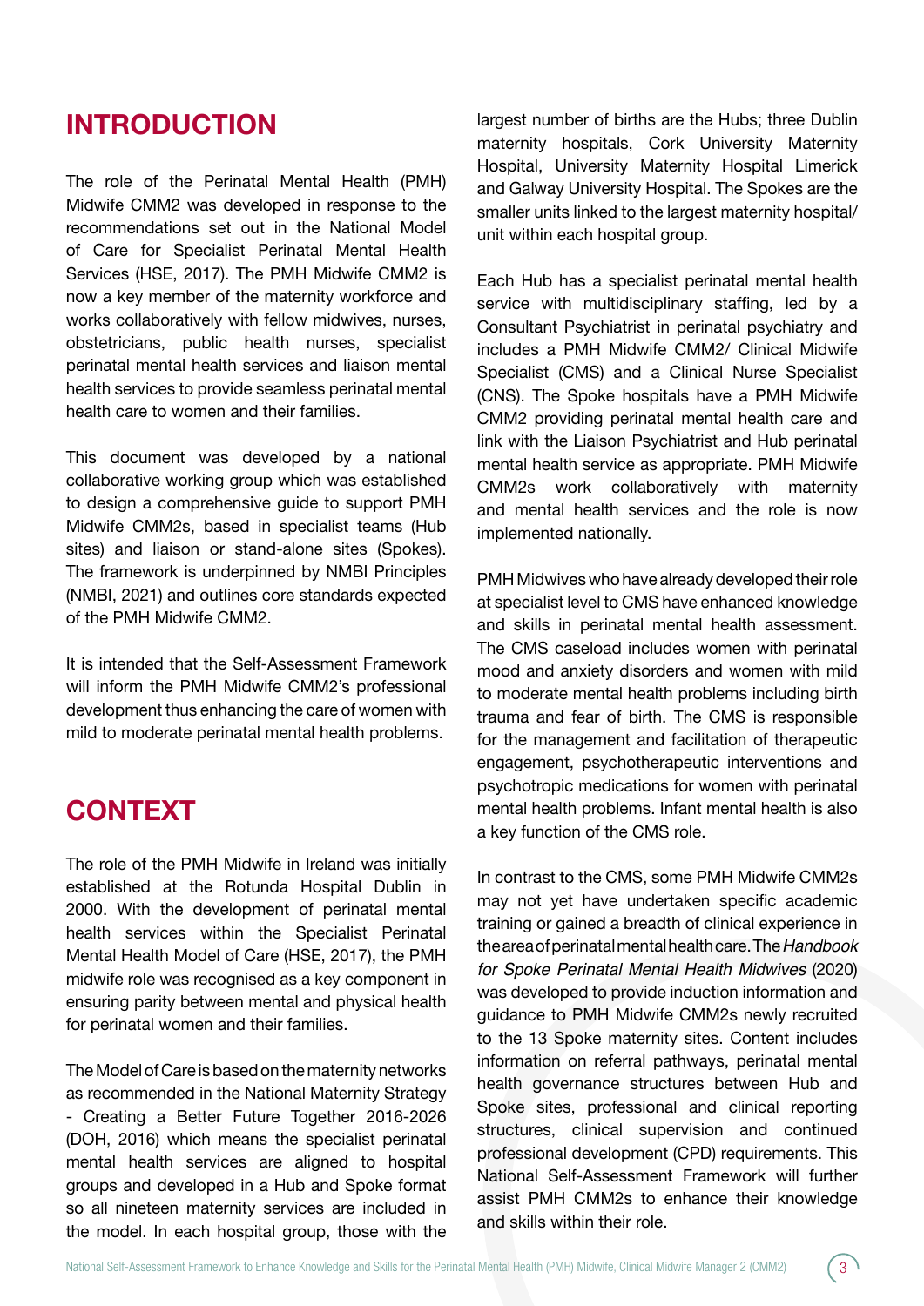# INTRODUCTION

The role of the Perinatal Mental Health (PMH) Midwife CMM2 was developed in response to the recommendations set out in the National Model of Care for Specialist Perinatal Mental Health Services (HSE, 2017). The PMH Midwife CMM2 is now a key member of the maternity workforce and works collaboratively with fellow midwives, nurses, obstetricians, public health nurses, specialist perinatal mental health services and liaison mental health services to provide seamless perinatal mental health care to women and their families.

This document was developed by a national collaborative working group which was established to design a comprehensive guide to support PMH Midwife CMM2s, based in specialist teams (Hub sites) and liaison or stand-alone sites (Spokes). The framework is underpinned by NMBI Principles (NMBI, 2021) and outlines core standards expected of the PMH Midwife CMM2.

It is intended that the Self-Assessment Framework will inform the PMH Midwife CMM2's professional development thus enhancing the care of women with mild to moderate perinatal mental health problems.

# CONTEXT

The role of the PMH Midwife in Ireland was initially established at the Rotunda Hospital Dublin in 2000. With the development of perinatal mental health services within the Specialist Perinatal Mental Health Model of Care (HSE, 2017), the PMH midwife role was recognised as a key component in ensuring parity between mental and physical health for perinatal women and their families.

The Model of Care is based on the maternity networks as recommended in the National Maternity Strategy - Creating a Better Future Together 2016-2026 (DOH, 2016) which means the specialist perinatal mental health services are aligned to hospital groups and developed in a Hub and Spoke format so all nineteen maternity services are included in the model. In each hospital group, those with the largest number of births are the Hubs; three Dublin maternity hospitals, Cork University Maternity Hospital, University Maternity Hospital Limerick and Galway University Hospital. The Spokes are the smaller units linked to the largest maternity hospital/ unit within each hospital group.

Each Hub has a specialist perinatal mental health service with multidisciplinary staffing, led by a Consultant Psychiatrist in perinatal psychiatry and includes a PMH Midwife CMM2/ Clinical Midwife Specialist (CMS) and a Clinical Nurse Specialist (CNS). The Spoke hospitals have a PMH Midwife CMM2 providing perinatal mental health care and link with the Liaison Psychiatrist and Hub perinatal mental health service as appropriate. PMH Midwife CMM2s work collaboratively with maternity and mental health services and the role is now implemented nationally.

PMH Midwives who have already developed their role at specialist level to CMS have enhanced knowledge and skills in perinatal mental health assessment. The CMS caseload includes women with perinatal mood and anxiety disorders and women with mild to moderate mental health problems including birth trauma and fear of birth. The CMS is responsible for the management and facilitation of therapeutic engagement, psychotherapeutic interventions and psychotropic medications for women with perinatal mental health problems. Infant mental health is also a key function of the CMS role.

In contrast to the CMS, some PMH Midwife CMM2s may not yet have undertaken specific academic training or gained a breadth of clinical experience in the area of perinatal mental health care. The *Handbook for Spoke Perinatal Mental Health Midwives* (2020) was developed to provide induction information and guidance to PMH Midwife CMM2s newly recruited to the 13 Spoke maternity sites. Content includes information on referral pathways, perinatal mental health governance structures between Hub and Spoke sites, professional and clinical reporting structures, clinical supervision and continued professional development (CPD) requirements. This National Self-Assessment Framework will further assist PMH CMM2s to enhance their knowledge and skills within their role.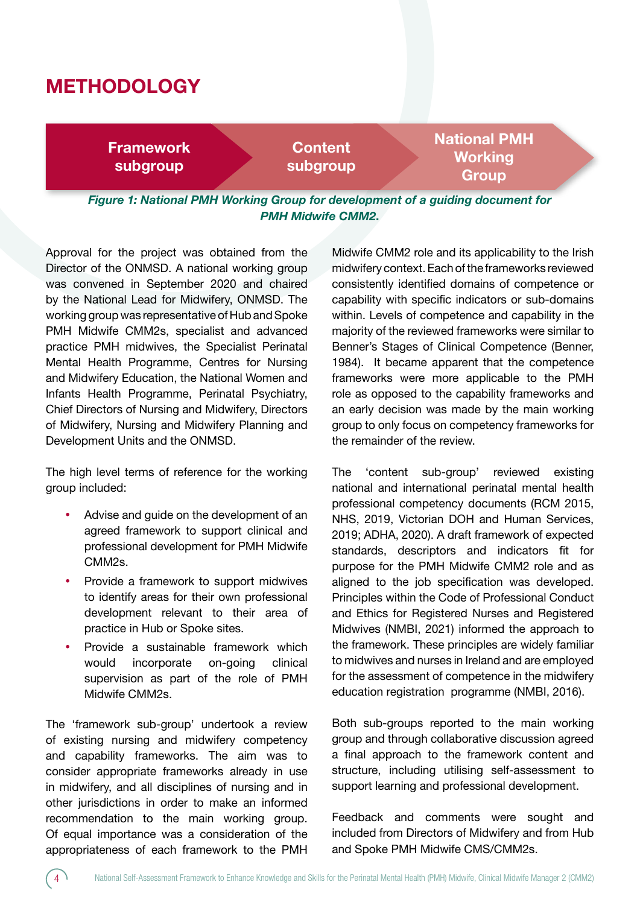# METHODOLOGY

Framework subgroup → Content subgroup → National PMH Working Group

*Figure 1: National PMH Working Group for development of a guiding document for PMH Midwife CMM2.*

Approval for the project was obtained from the Director of the ONMSD. A national working group was convened in September 2020 and chaired by the National Lead for Midwifery, ONMSD. The working group was representative of Hub and Spoke PMH Midwife CMM2s, specialist and advanced practice PMH midwives, the Specialist Perinatal Mental Health Programme, Centres for Nursing and Midwifery Education, the National Women and Infants Health Programme, Perinatal Psychiatry, Chief Directors of Nursing and Midwifery, Directors of Midwifery, Nursing and Midwifery Planning and Development Units and the ONMSD.

The high level terms of reference for the working group included:

- Advise and guide on the development of an agreed framework to support clinical and professional development for PMH Midwife CMM2s.
- Provide a framework to support midwives to identify areas for their own professional development relevant to their area of practice in Hub or Spoke sites.
- Provide a sustainable framework which would incorporate on-going clinical supervision as part of the role of PMH Midwife CMM2s.

The 'framework sub-group' undertook a review of existing nursing and midwifery competency and capability frameworks. The aim was to consider appropriate frameworks already in use in midwifery, and all disciplines of nursing and in other jurisdictions in order to make an informed recommendation to the main working group. Of equal importance was a consideration of the appropriateness of each framework to the PMH Midwife CMM2 role and its applicability to the Irish midwifery context. Each of the frameworks reviewed consistently identified domains of competence or capability with specific indicators or sub-domains within. Levels of competence and capability in the majority of the reviewed frameworks were similar to Benner's Stages of Clinical Competence (Benner, 1984). It became apparent that the competence frameworks were more applicable to the PMH role as opposed to the capability frameworks and an early decision was made by the main working group to only focus on competency frameworks for the remainder of the review.

The 'content sub-group' reviewed existing national and international perinatal mental health professional competency documents (RCM 2015, NHS, 2019, Victorian DOH and Human Services, 2019; ADHA, 2020). A draft framework of expected standards, descriptors and indicators fit for purpose for the PMH Midwife CMM2 role and as aligned to the job specification was developed. Principles within the Code of Professional Conduct and Ethics for Registered Nurses and Registered Midwives (NMBI, 2021) informed the approach to the framework. These principles are widely familiar to midwives and nurses in Ireland and are employed for the assessment of competence in the midwifery education registration programme (NMBI, 2016).

Both sub-groups reported to the main working group and through collaborative discussion agreed a final approach to the framework content and structure, including utilising self-assessment to support learning and professional development.

Feedback and comments were sought and included from Directors of Midwifery and from Hub and Spoke PMH Midwife CMS/CMM2s.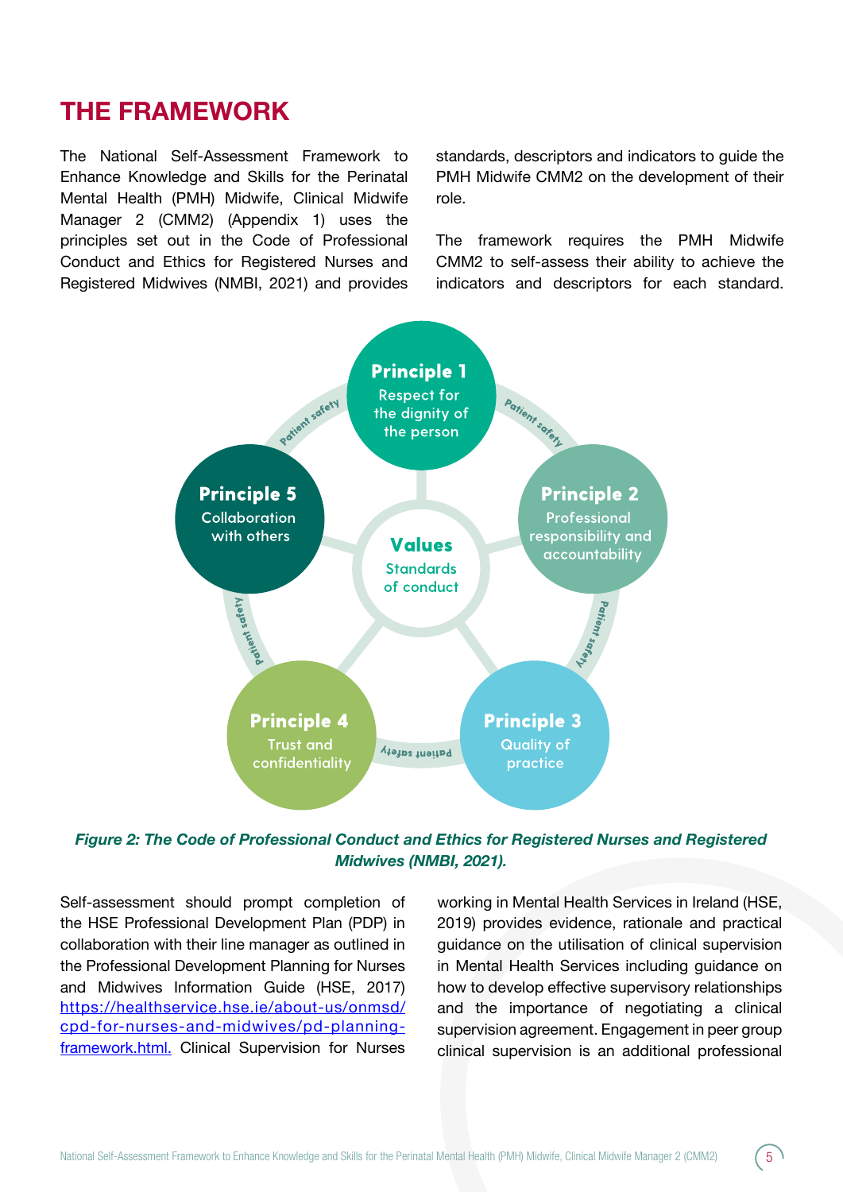# THE FRAMEWORK

The National Self-Assessment Framework to Enhance Knowledge and Skills for the Perinatal Mental Health (PMH) Midwife, Clinical Midwife Manager 2 (CMM2) (Appendix 1) uses the principles set out in the Code of Professional Conduct and Ethics for Registered Nurses and Registered Midwives (NMBI, 2021) and provides standards, descriptors and indicators to guide the PMH Midwife CMM2 on the development of their role.

The framework requires the PMH Midwife CMM2 to self-assess their ability to achieve the indicators and descriptors for each standard.

**Principle 1** Respect for the dignity of the person

**Principle 2** Professional responsibility and accountability

**Principle 3** Quality of practice

**Principle 4** Trust and confidentiality

**Principle 5** Collaboration with others

**Values** Standards of conduct

Patient safety

*Figure 2: The Code of Professional Conduct and Ethics for Registered Nurses and Registered Midwives (NMBI, 2021).*

Self-assessment should prompt completion of the HSE Professional Development Plan (PDP) in collaboration with their line manager as outlined in the Professional Development Planning for Nurses and Midwives Information Guide (HSE, 2017) https://healthservice.hse.ie/about-us/onmsd/cpd-for-nurses-and-midwives/pd-planning-framework.html. Clinical Supervision for Nurses working in Mental Health Services in Ireland (HSE, 2019) provides evidence, rationale and practical guidance on the utilisation of clinical supervision in Mental Health Services including guidance on how to develop effective supervisory relationships and the importance of negotiating a clinical supervision agreement. Engagement in peer group clinical supervision is an additional professional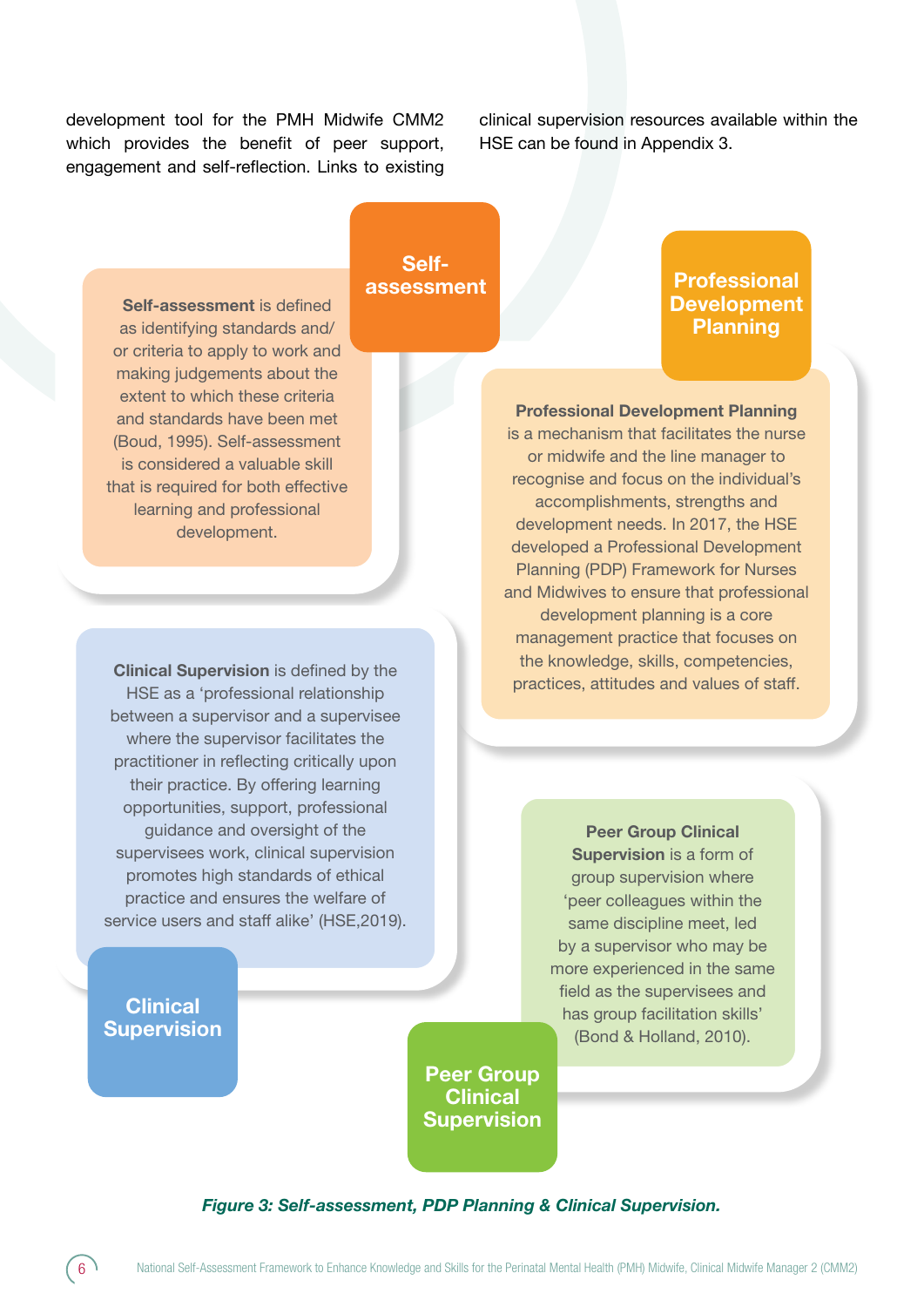development tool for the PMH Midwife CMM2 which provides the benefit of peer support, engagement and self-reflection. Links to existing clinical supervision resources available within the HSE can be found in Appendix 3.

**Self-assessment**

**Self-assessment** is defined as identifying standards and/or criteria to apply to work and making judgements about the extent to which these criteria and standards have been met (Boud, 1995). Self-assessment is considered a valuable skill that is required for both effective learning and professional development.

**Professional Development Planning**

**Professional Development Planning** is a mechanism that facilitates the nurse or midwife and the line manager to recognise and focus on the individual's accomplishments, strengths and development needs. In 2017, the HSE developed a Professional Development Planning (PDP) Framework for Nurses and Midwives to ensure that professional development planning is a core management practice that focuses on the knowledge, skills, competencies, practices, attitudes and values of staff.

**Clinical Supervision**

**Clinical Supervision** is defined by the HSE as a 'professional relationship between a supervisor and a supervisee where the supervisor facilitates the practitioner in reflecting critically upon their practice. By offering learning opportunities, support, professional guidance and oversight of the supervisees work, clinical supervision promotes high standards of ethical practice and ensures the welfare of service users and staff alike' (HSE,2019).

**Peer Group Clinical Supervision**

**Peer Group Clinical Supervision** is a form of group supervision where 'peer colleagues within the same discipline meet, led by a supervisor who may be more experienced in the same field as the supervisees and has group facilitation skills' (Bond & Holland, 2010).

*Figure 3: Self-assessment, PDP Planning & Clinical Supervision.*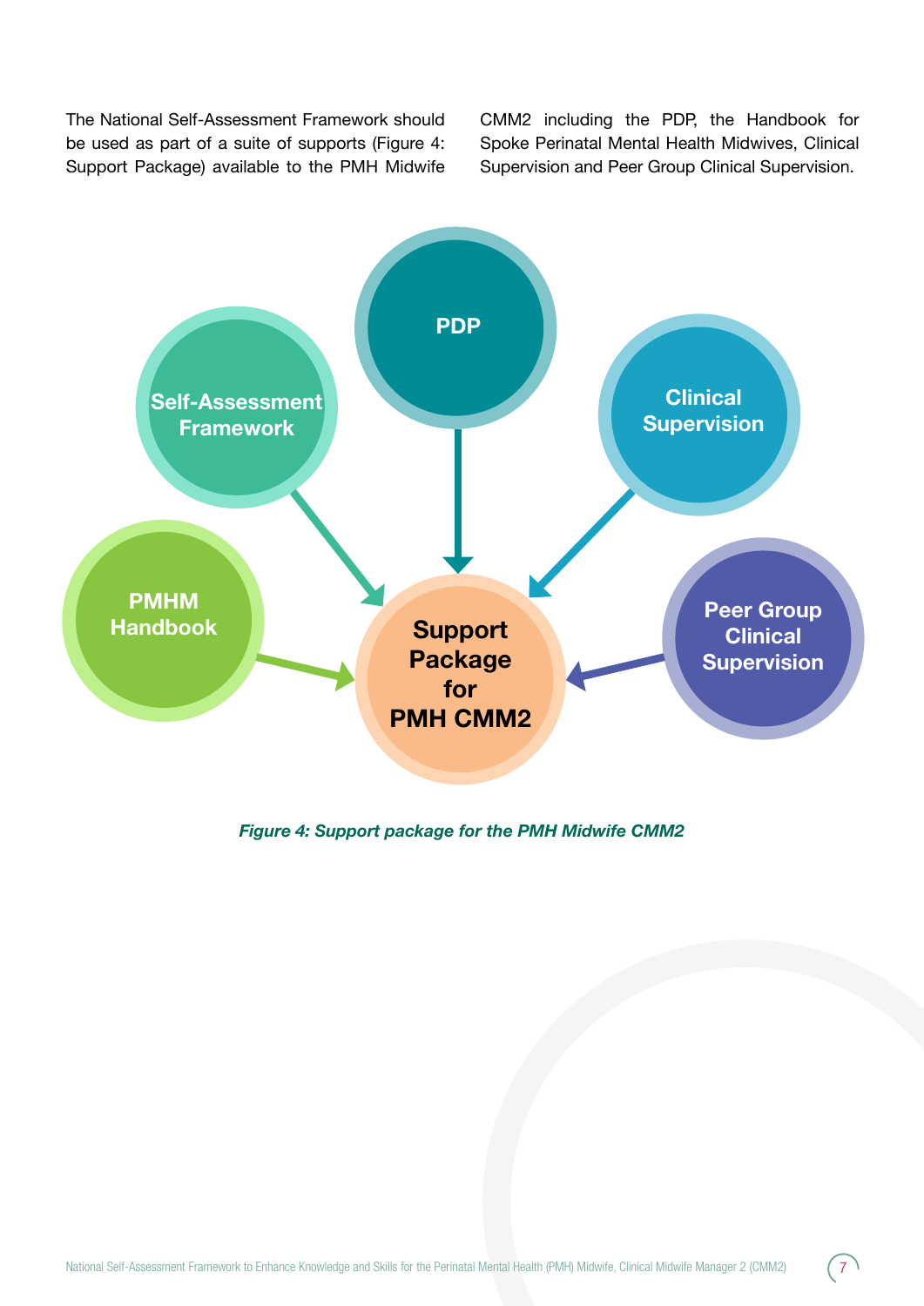The National Self-Assessment Framework should be used as part of a suite of supports (Figure 4: Support Package) available to the PMH Midwife CMM2 including the PDP, the Handbook for Spoke Perinatal Mental Health Midwives, Clinical Supervision and Peer Group Clinical Supervision.

Self-Assessment Framework

PDP

Clinical Supervision

PMHM Handbook

Support Package for PMH CMM2

Peer Group Clinical Supervision

*Figure 4: Support package for the PMH Midwife CMM2*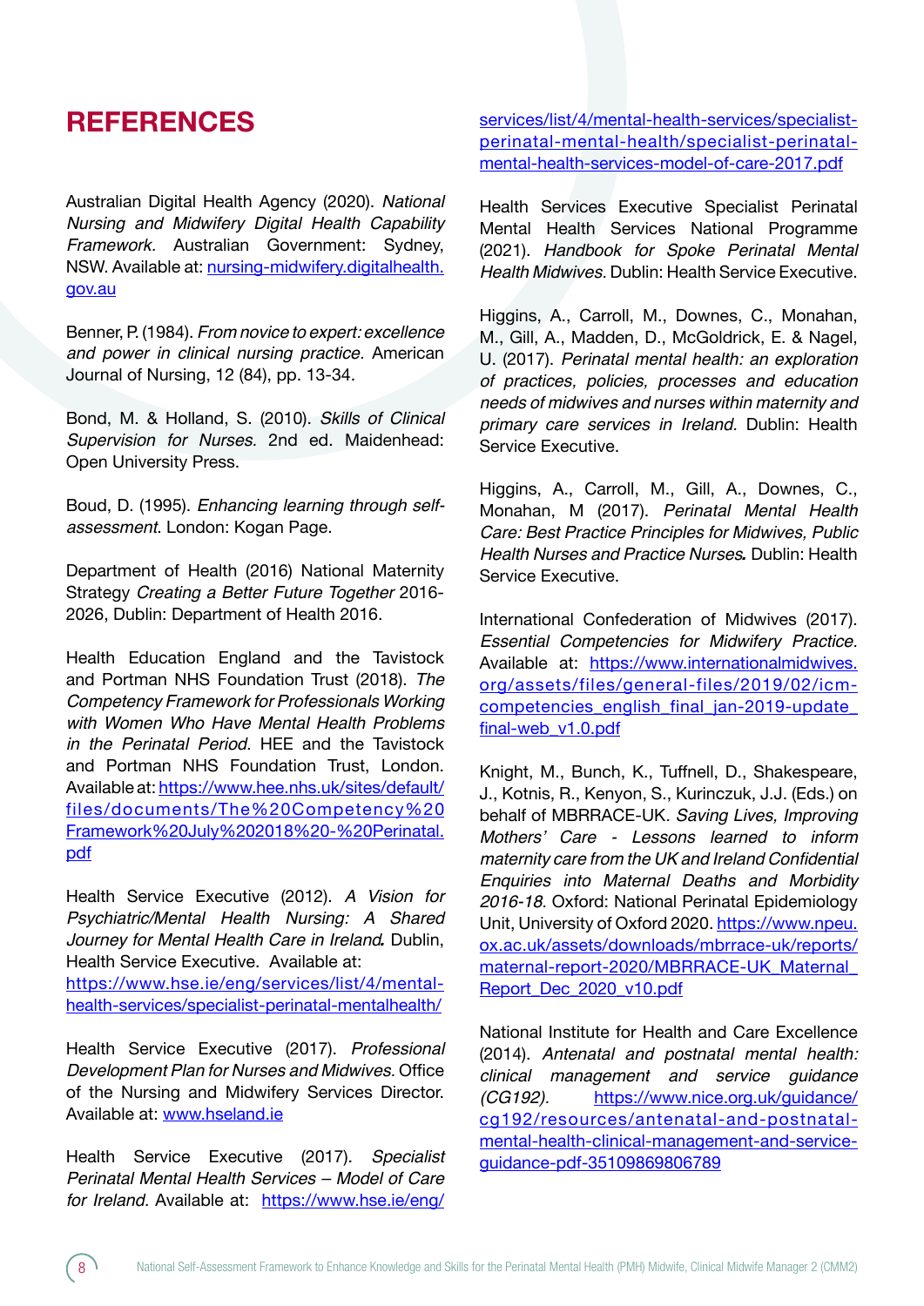# REFERENCES

Australian Digital Health Agency (2020). *National Nursing and Midwifery Digital Health Capability Framework.* Australian Government: Sydney, NSW. Available at: nursing-midwifery.digitalhealth.gov.au

Benner, P. (1984). *From novice to expert: excellence and power in clinical nursing practice.* American Journal of Nursing, 12 (84), pp. 13-34.

Bond, M. & Holland, S. (2010). *Skills of Clinical Supervision for Nurses.* 2nd ed. Maidenhead: Open University Press.

Boud, D. (1995). *Enhancing learning through self-assessment.* London: Kogan Page.

Department of Health (2016) National Maternity Strategy *Creating a Better Future Together* 2016-2026, Dublin: Department of Health 2016.

Health Education England and the Tavistock and Portman NHS Foundation Trust (2018). *The Competency Framework for Professionals Working with Women Who Have Mental Health Problems in the Perinatal Period.* HEE and the Tavistock and Portman NHS Foundation Trust, London. Available at: https://www.hee.nhs.uk/sites/default/files/documents/The%20Competency%20Framework%20July%202018%20-%20Perinatal.pdf

Health Service Executive (2012). *A Vision for Psychiatric/Mental Health Nursing: A Shared Journey for Mental Health Care in Ireland.* Dublin, Health Service Executive. Available at: https://www.hse.ie/eng/services/list/4/mental-health-services/specialist-perinatal-mentalhealth/

Health Service Executive (2017). *Professional Development Plan for Nurses and Midwives.* Office of the Nursing and Midwifery Services Director. Available at: www.hseland.ie

Health Service Executive (2017). *Specialist Perinatal Mental Health Services – Model of Care for Ireland.* Available at: https://www.hse.ie/eng/services/list/4/mental-health-services/specialist-perinatal-mental-health/specialist-perinatal-mental-health-services-model-of-care-2017.pdf

Health Services Executive Specialist Perinatal Mental Health Services National Programme (2021). *Handbook for Spoke Perinatal Mental Health Midwives.* Dublin: Health Service Executive.

Higgins, A., Carroll, M., Downes, C., Monahan, M., Gill, A., Madden, D., McGoldrick, E. & Nagel, U. (2017). *Perinatal mental health: an exploration of practices, policies, processes and education needs of midwives and nurses within maternity and primary care services in Ireland.* Dublin: Health Service Executive.

Higgins, A., Carroll, M., Gill, A., Downes, C., Monahan, M (2017). *Perinatal Mental Health Care: Best Practice Principles for Midwives, Public Health Nurses and Practice Nurses.* Dublin: Health Service Executive.

International Confederation of Midwives (2017). *Essential Competencies for Midwifery Practice.* Available at: https://www.internationalmidwives.org/assets/files/general-files/2019/02/icm-competencies_english_final_jan-2019-update_final-web_v1.0.pdf

Knight, M., Bunch, K., Tuffnell, D., Shakespeare, J., Kotnis, R., Kenyon, S., Kurinczuk, J.J. (Eds.) on behalf of MBRRACE-UK. *Saving Lives, Improving Mothers' Care - Lessons learned to inform maternity care from the UK and Ireland Confidential Enquiries into Maternal Deaths and Morbidity 2016-18.* Oxford: National Perinatal Epidemiology Unit, University of Oxford 2020. https://www.npeu.ox.ac.uk/assets/downloads/mbrrace-uk/reports/maternal-report-2020/MBRRACE-UK_Maternal_Report_Dec_2020_v10.pdf

National Institute for Health and Care Excellence (2014). *Antenatal and postnatal mental health: clinical management and service guidance (CG192).* https://www.nice.org.uk/guidance/cg192/resources/antenatal-and-postnatal-mental-health-clinical-management-and-service-guidance-pdf-35109869806789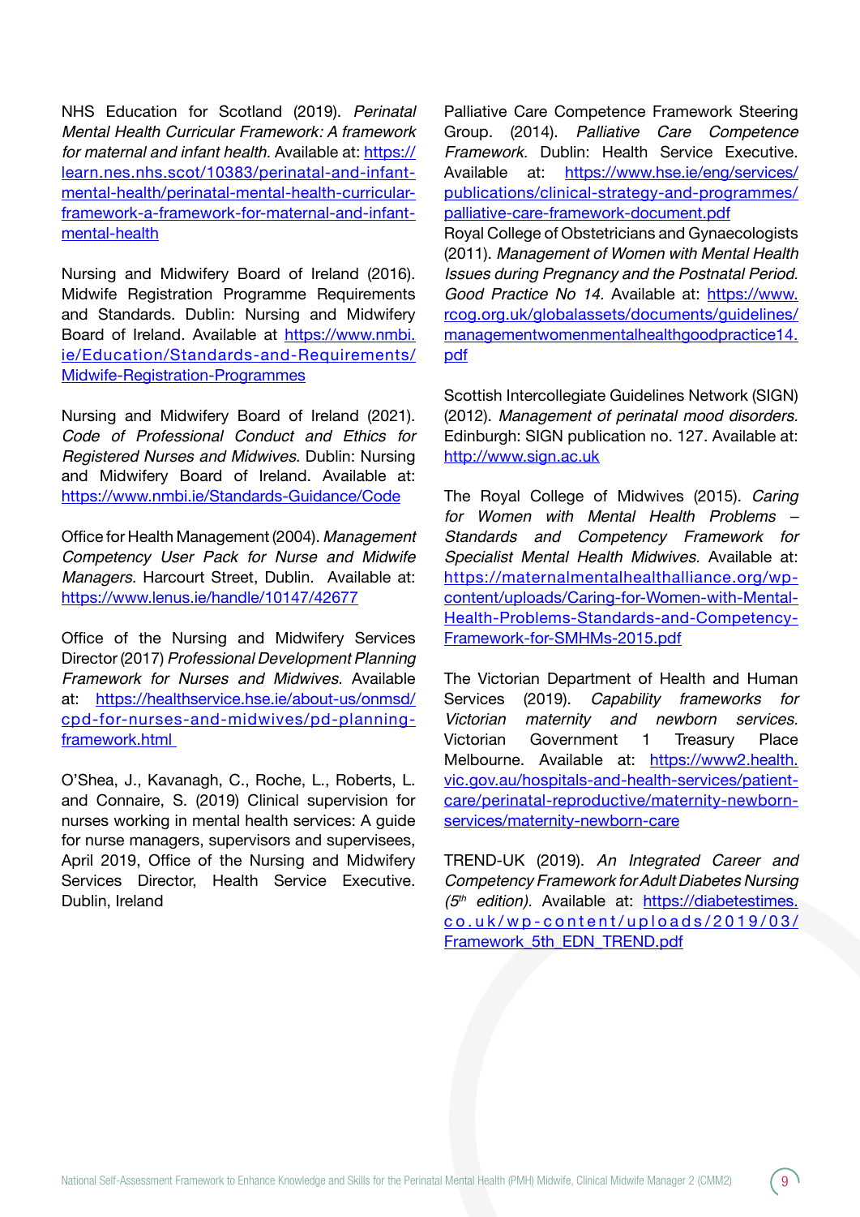NHS Education for Scotland (2019). *Perinatal Mental Health Curricular Framework: A framework for maternal and infant health.* Available at: https://learn.nes.nhs.scot/10383/perinatal-and-infant-mental-health/perinatal-mental-health-curricular-framework-a-framework-for-maternal-and-infant-mental-health

Nursing and Midwifery Board of Ireland (2016). Midwife Registration Programme Requirements and Standards. Dublin: Nursing and Midwifery Board of Ireland. Available at https://www.nmbi.ie/Education/Standards-and-Requirements/Midwife-Registration-Programmes

Nursing and Midwifery Board of Ireland (2021). *Code of Professional Conduct and Ethics for Registered Nurses and Midwives*. Dublin: Nursing and Midwifery Board of Ireland. Available at: https://www.nmbi.ie/Standards-Guidance/Code

Office for Health Management (2004). *Management Competency User Pack for Nurse and Midwife Managers.* Harcourt Street, Dublin. Available at: https://www.lenus.ie/handle/10147/42677

Office of the Nursing and Midwifery Services Director (2017) *Professional Development Planning Framework for Nurses and Midwives.* Available at: https://healthservice.hse.ie/about-us/onmsd/cpd-for-nurses-and-midwives/pd-planning-framework.html

O'Shea, J., Kavanagh, C., Roche, L., Roberts, L. and Connaire, S. (2019) Clinical supervision for nurses working in mental health services: A guide for nurse managers, supervisors and supervisees, April 2019, Office of the Nursing and Midwifery Services Director, Health Service Executive. Dublin, Ireland

Palliative Care Competence Framework Steering Group. (2014). *Palliative Care Competence Framework.* Dublin: Health Service Executive. Available at: https://www.hse.ie/eng/services/publications/clinical-strategy-and-programmes/palliative-care-framework-document.pdf

Royal College of Obstetricians and Gynaecologists (2011). *Management of Women with Mental Health Issues during Pregnancy and the Postnatal Period. Good Practice No 14.* Available at: https://www.rcog.org.uk/globalassets/documents/guidelines/managementwomenmentalhealthgoodpractice14.pdf

Scottish Intercollegiate Guidelines Network (SIGN) (2012). *Management of perinatal mood disorders.* Edinburgh: SIGN publication no. 127. Available at: http://www.sign.ac.uk

The Royal College of Midwives (2015). *Caring for Women with Mental Health Problems – Standards and Competency Framework for Specialist Mental Health Midwives.* Available at: https://maternalmentalhealthalliance.org/wp-content/uploads/Caring-for-Women-with-Mental-Health-Problems-Standards-and-Competency-Framework-for-SMHMs-2015.pdf

The Victorian Department of Health and Human Services (2019). *Capability frameworks for Victorian maternity and newborn services.* Victorian Government 1 Treasury Place Melbourne. Available at: https://www2.health.vic.gov.au/hospitals-and-health-services/patient-care/perinatal-reproductive/maternity-newborn-services/maternity-newborn-care

TREND-UK (2019). *An Integrated Career and Competency Framework for Adult Diabetes Nursing (5th edition).* Available at: https://diabetestimes.co.uk/wp-content/uploads/2019/03/Framework_5th_EDN_TREND.pdf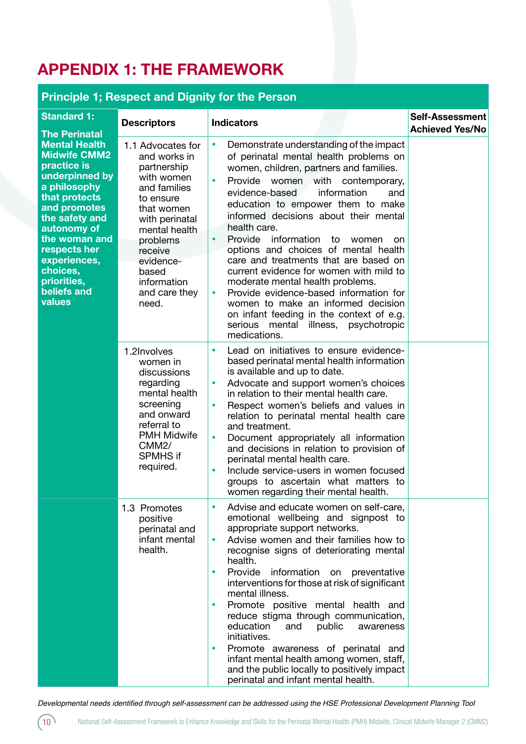# APPENDIX 1: THE FRAMEWORK

| Principle 1; Respect and Dignity for the Person | | | |
|---|---|---|---|
| **Standard 1:** **The Perinatal Mental Health Midwife CMM2 practice is underpinned by a philosophy that protects and promotes the safety and autonomy of the woman and respects her experiences, choices, priorities, beliefs and values** | **Descriptors** | **Indicators** | **Self-Assessment Achieved Yes/No** |
| | 1.1 Advocates for and works in partnership with women and families to ensure that women with perinatal mental health problems receive evidence-based information and care they need. | • Demonstrate understanding of the impact of perinatal mental health problems on women, children, partners and families.<br>• Provide women with contemporary, evidence-based information and education to empower them to make informed decisions about their mental health care.<br>• Provide information to women on options and choices of mental health care and treatments that are based on current evidence for women with mild to moderate mental health problems.<br>• Provide evidence-based information for women to make an informed decision on infant feeding in the context of e.g. serious mental illness, psychotropic medications. | |
| | 1.2Involves women in discussions regarding mental health screening and onward referral to PMH Midwife CMM2/ SPMHS if required. | • Lead on initiatives to ensure evidence-based perinatal mental health information is available and up to date.<br>• Advocate and support women's choices in relation to their mental health care.<br>• Respect women's beliefs and values in relation to perinatal mental health care and treatment.<br>• Document appropriately all information and decisions in relation to provision of perinatal mental health care.<br>• Include service-users in women focused groups to ascertain what matters to women regarding their mental health. | |
| | 1.3 Promotes positive perinatal and infant mental health. | • Advise and educate women on self-care, emotional wellbeing and signpost to appropriate support networks.<br>• Advise women and their families how to recognise signs of deteriorating mental health.<br>• Provide information on preventative interventions for those at risk of significant mental illness.<br>• Promote positive mental health and reduce stigma through communication, education and public awareness initiatives.<br>• Promote awareness of perinatal and infant mental health among women, staff, and the public locally to positively impact perinatal and infant mental health. | |

*Developmental needs identified through self-assessment can be addressed using the HSE Professional Development Planning Tool*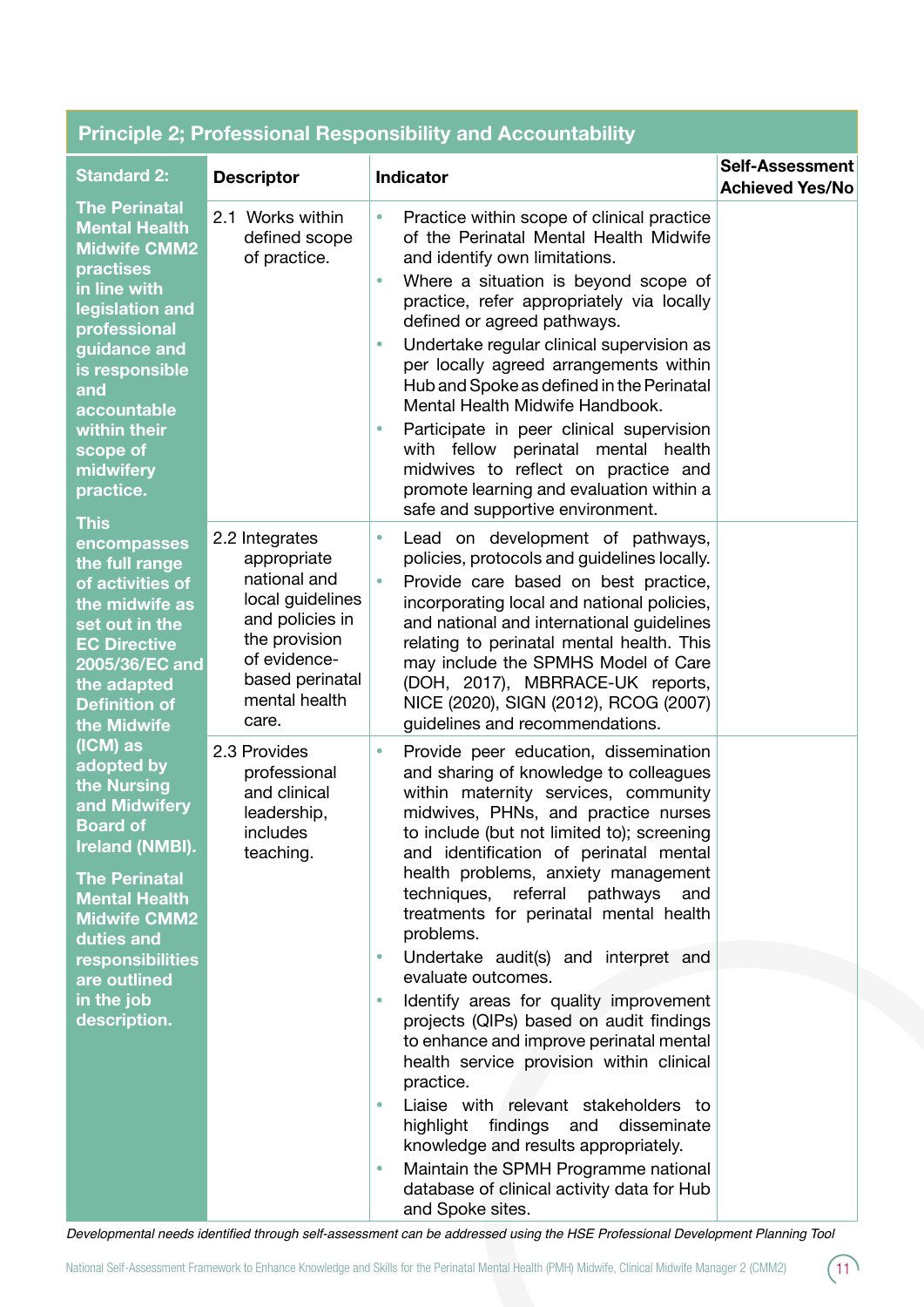## Principle 2; Professional Responsibility and Accountability

| Standard 2: | Descriptor | Indicator | Self-Assessment Achieved Yes/No |
|---|---|---|---|
| **The Perinatal Mental Health Midwife CMM2 practises in line with legislation and professional guidance and is responsible and accountable within their scope of midwifery practice.** | 2.1 Works within defined scope of practice. | • Practice within scope of clinical practice of the Perinatal Mental Health Midwife and identify own limitations.<br>• Where a situation is beyond scope of practice, refer appropriately via locally defined or agreed pathways.<br>• Undertake regular clinical supervision as per locally agreed arrangements within Hub and Spoke as defined in the Perinatal Mental Health Midwife Handbook.<br>• Participate in peer clinical supervision with fellow perinatal mental health midwives to reflect on practice and promote learning and evaluation within a safe and supportive environment. | |
| **This encompasses the full range of activities of the midwife as set out in the EC Directive 2005/36/EC and the adapted Definition of the Midwife (ICM) as adopted by the Nursing and Midwifery Board of Ireland (NMBI).** | 2.2 Integrates appropriate national and local guidelines and policies in the provision of evidence-based perinatal mental health care. | • Lead on development of pathways, policies, protocols and guidelines locally.<br>• Provide care based on best practice, incorporating local and national policies, and national and international guidelines relating to perinatal mental health. This may include the SPMHS Model of Care (DOH, 2017), MBRRACE-UK reports, NICE (2020), SIGN (2012), RCOG (2007) guidelines and recommendations. | |
| **The Perinatal Mental Health Midwife CMM2 duties and responsibilities are outlined in the job description.** | 2.3 Provides professional and clinical leadership, includes teaching. | • Provide peer education, dissemination and sharing of knowledge to colleagues within maternity services, community midwives, PHNs, and practice nurses to include (but not limited to); screening and identification of perinatal mental health problems, anxiety management techniques, referral pathways and treatments for perinatal mental health problems.<br>• Undertake audit(s) and interpret and evaluate outcomes.<br>• Identify areas for quality improvement projects (QIPs) based on audit findings to enhance and improve perinatal mental health service provision within clinical practice.<br>• Liaise with relevant stakeholders to highlight findings and disseminate knowledge and results appropriately.<br>• Maintain the SPMH Programme national database of clinical activity data for Hub and Spoke sites. | |

*Developmental needs identified through self-assessment can be addressed using the HSE Professional Development Planning Tool*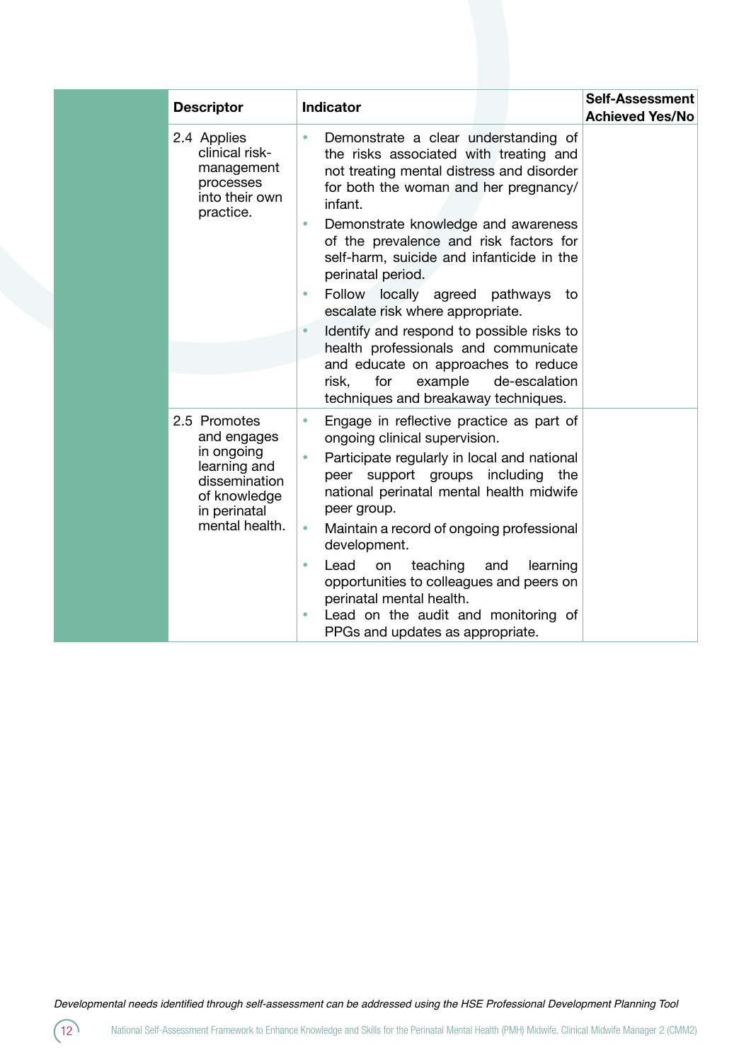| Descriptor | Indicator | Self-Assessment Achieved Yes/No |
|---|---|---|
| 2.4 Applies clinical risk-management processes into their own practice. | • Demonstrate a clear understanding of the risks associated with treating and not treating mental distress and disorder for both the woman and her pregnancy/infant.<br>• Demonstrate knowledge and awareness of the prevalence and risk factors for self-harm, suicide and infanticide in the perinatal period.<br>• Follow locally agreed pathways to escalate risk where appropriate.<br>• Identify and respond to possible risks to health professionals and communicate and educate on approaches to reduce risk, for example de-escalation techniques and breakaway techniques. | |
| 2.5 Promotes and engages in ongoing learning and dissemination of knowledge in perinatal mental health. | • Engage in reflective practice as part of ongoing clinical supervision.<br>• Participate regularly in local and national peer support groups including the national perinatal mental health midwife peer group.<br>• Maintain a record of ongoing professional development.<br>• Lead on teaching and learning opportunities to colleagues and peers on perinatal mental health.<br>• Lead on the audit and monitoring of PPGs and updates as appropriate. | |

*Developmental needs identified through self-assessment can be addressed using the HSE Professional Development Planning Tool*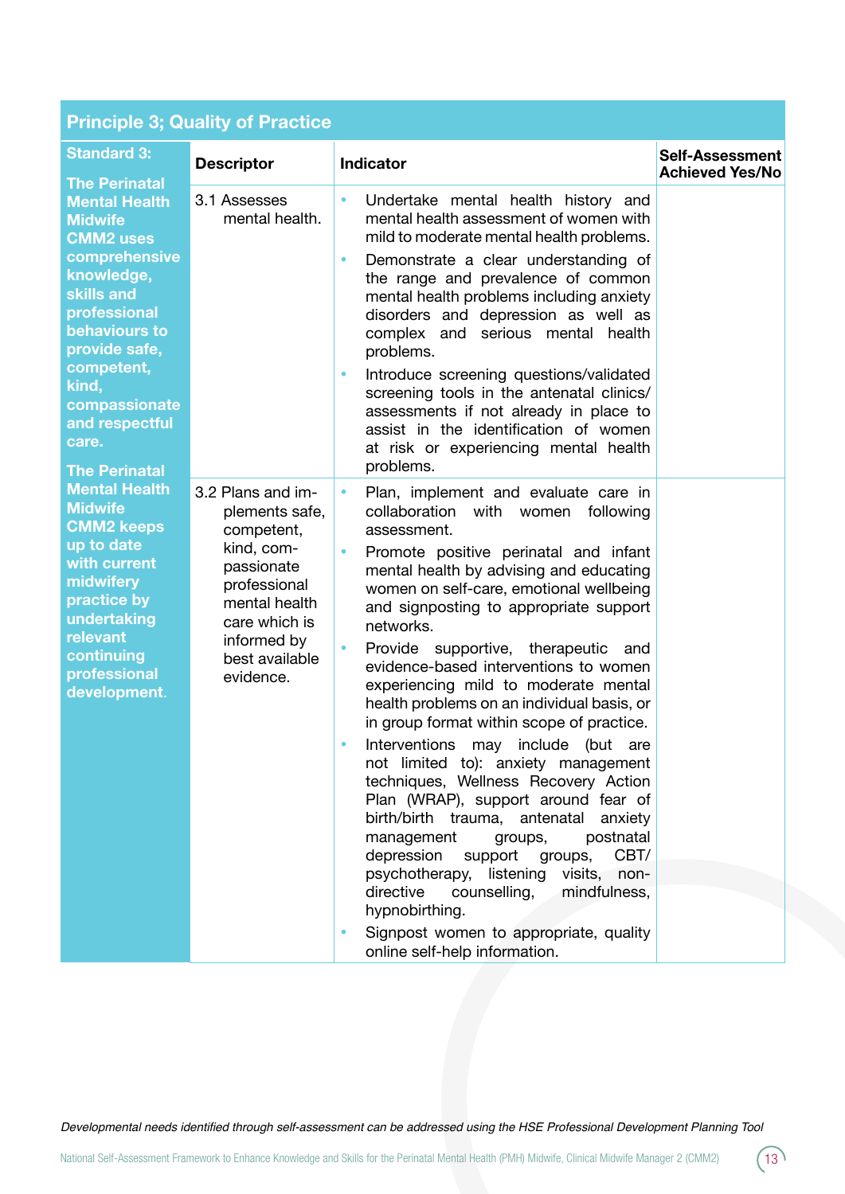## Principle 3; Quality of Practice

| Standard 3: | Descriptor | Indicator | Self-Assessment Achieved Yes/No |
|---|---|---|---|
| The Perinatal Mental Health Midwife CMM2 uses comprehensive knowledge, skills and professional behaviours to provide safe, competent, kind, compassionate and respectful care.<br><br>The Perinatal Mental Health Midwife CMM2 keeps up to date with current midwifery practice by undertaking relevant continuing professional development. | 3.1 Assesses mental health. | • Undertake mental health history and mental health assessment of women with mild to moderate mental health problems.<br>• Demonstrate a clear understanding of the range and prevalence of common mental health problems including anxiety disorders and depression as well as complex and serious mental health problems.<br>• Introduce screening questions/validated screening tools in the antenatal clinics/ assessments if not already in place to assist in the identification of women at risk or experiencing mental health problems. | |
| | 3.2 Plans and implements safe, competent, kind, compassionate professional mental health care which is informed by best available evidence. | • Plan, implement and evaluate care in collaboration with women following assessment.<br>• Promote positive perinatal and infant mental health by advising and educating women on self-care, emotional wellbeing and signposting to appropriate support networks.<br>• Provide supportive, therapeutic and evidence-based interventions to women experiencing mild to moderate mental health problems on an individual basis, or in group format within scope of practice.<br>• Interventions may include (but are not limited to): anxiety management techniques, Wellness Recovery Action Plan (WRAP), support around fear of birth/birth trauma, antenatal anxiety management groups, postnatal depression support groups, CBT/ psychotherapy, listening visits, non-directive counselling, mindfulness, hypnobirthing.<br>• Signpost women to appropriate, quality online self-help information. | |

*Developmental needs identified through self-assessment can be addressed using the HSE Professional Development Planning Tool*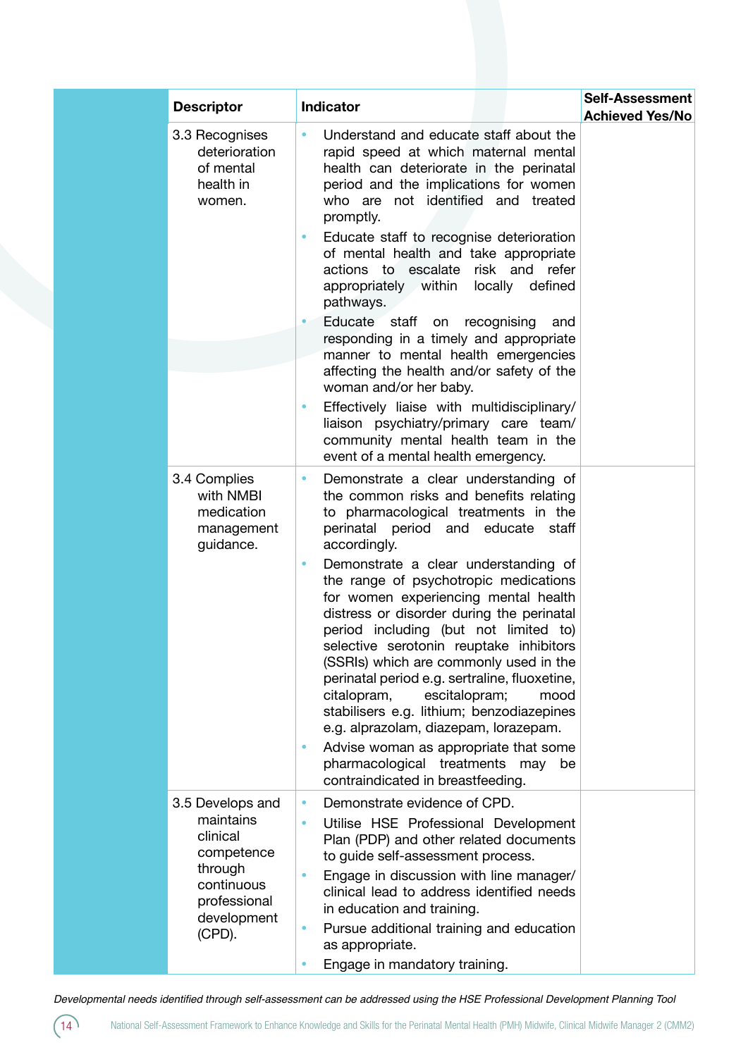| Descriptor | Indicator | Self-Assessment Achieved Yes/No |
|---|---|---|
| 3.3 Recognises deterioration of mental health in women. | • Understand and educate staff about the rapid speed at which maternal mental health can deteriorate in the perinatal period and the implications for women who are not identified and treated promptly.<br>• Educate staff to recognise deterioration of mental health and take appropriate actions to escalate risk and refer appropriately within locally defined pathways.<br>• Educate staff on recognising and responding in a timely and appropriate manner to mental health emergencies affecting the health and/or safety of the woman and/or her baby.<br>• Effectively liaise with multidisciplinary/ liaison psychiatry/primary care team/ community mental health team in the event of a mental health emergency. | |
| 3.4 Complies with NMBI medication management guidance. | • Demonstrate a clear understanding of the common risks and benefits relating to pharmacological treatments in the perinatal period and educate staff accordingly.<br>• Demonstrate a clear understanding of the range of psychotropic medications for women experiencing mental health distress or disorder during the perinatal period including (but not limited to) selective serotonin reuptake inhibitors (SSRIs) which are commonly used in the perinatal period e.g. sertraline, fluoxetine, citalopram, escitalopram; mood stabilisers e.g. lithium; benzodiazepines e.g. alprazolam, diazepam, lorazepam.<br>• Advise woman as appropriate that some pharmacological treatments may be contraindicated in breastfeeding. | |
| 3.5 Develops and maintains clinical competence through continuous professional development (CPD). | • Demonstrate evidence of CPD.<br>• Utilise HSE Professional Development Plan (PDP) and other related documents to guide self-assessment process.<br>• Engage in discussion with line manager/ clinical lead to address identified needs in education and training.<br>• Pursue additional training and education as appropriate.<br>• Engage in mandatory training. | |

*Developmental needs identified through self-assessment can be addressed using the HSE Professional Development Planning Tool*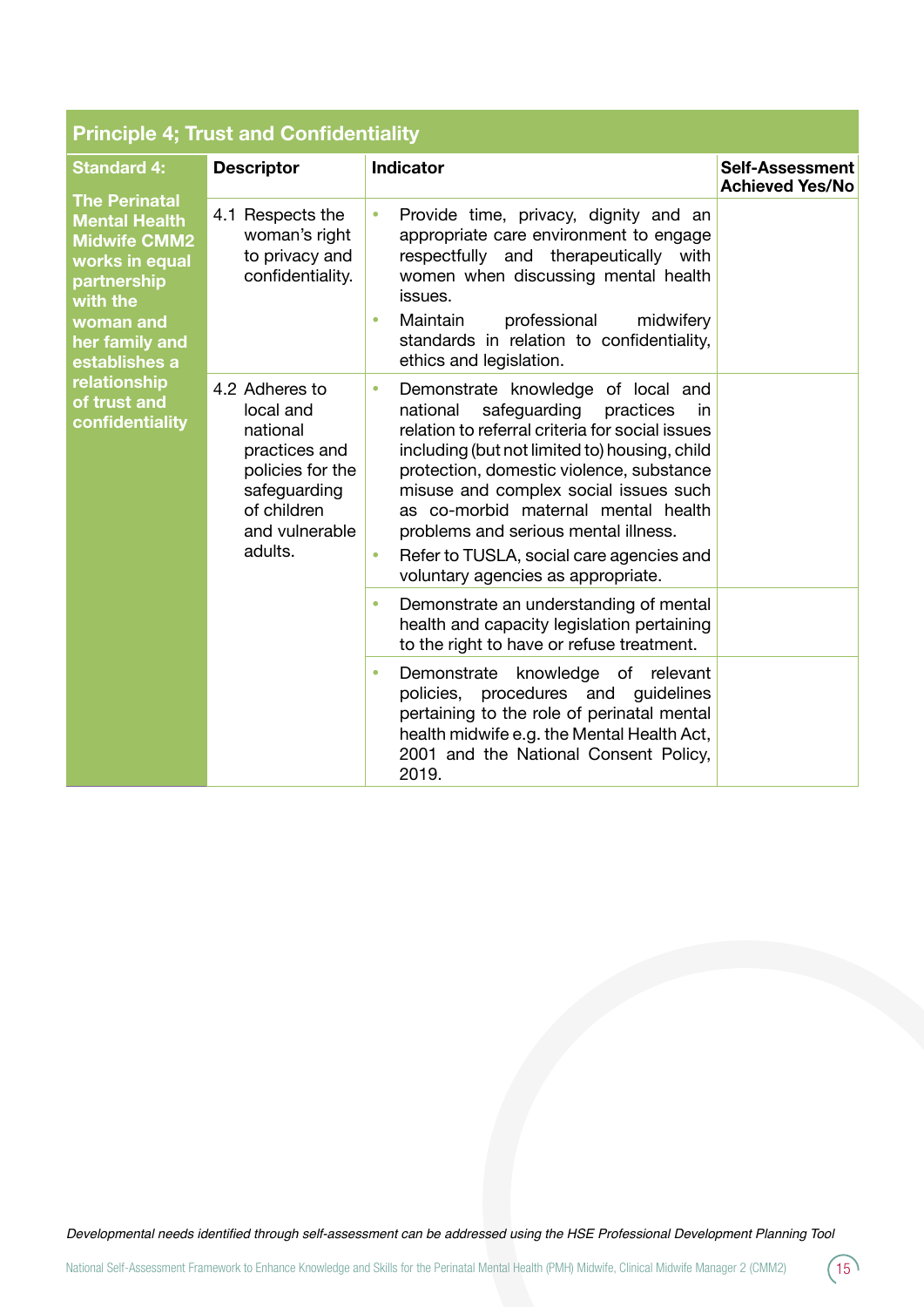## Principle 4; Trust and Confidentiality

| Standard 4: | Descriptor | Indicator | Self-Assessment Achieved Yes/No |
|---|---|---|---|
| **The Perinatal Mental Health Midwife CMM2 works in equal partnership with the woman and her family and establishes a relationship of trust and confidentiality** | 4.1 Respects the woman's right to privacy and confidentiality. | • Provide time, privacy, dignity and an appropriate care environment to engage respectfully and therapeutically with women when discussing mental health issues.<br>• Maintain professional midwifery standards in relation to confidentiality, ethics and legislation. | |
| | 4.2 Adheres to local and national practices and policies for the safeguarding of children and vulnerable adults. | • Demonstrate knowledge of local and national safeguarding practices in relation to referral criteria for social issues including (but not limited to) housing, child protection, domestic violence, substance misuse and complex social issues such as co-morbid maternal mental health problems and serious mental illness.<br>• Refer to TUSLA, social care agencies and voluntary agencies as appropriate. | |
| | | • Demonstrate an understanding of mental health and capacity legislation pertaining to the right to have or refuse treatment. | |
| | | • Demonstrate knowledge of relevant policies, procedures and guidelines pertaining to the role of perinatal mental health midwife e.g. the Mental Health Act, 2001 and the National Consent Policy, 2019. | |

*Developmental needs identified through self-assessment can be addressed using the HSE Professional Development Planning Tool*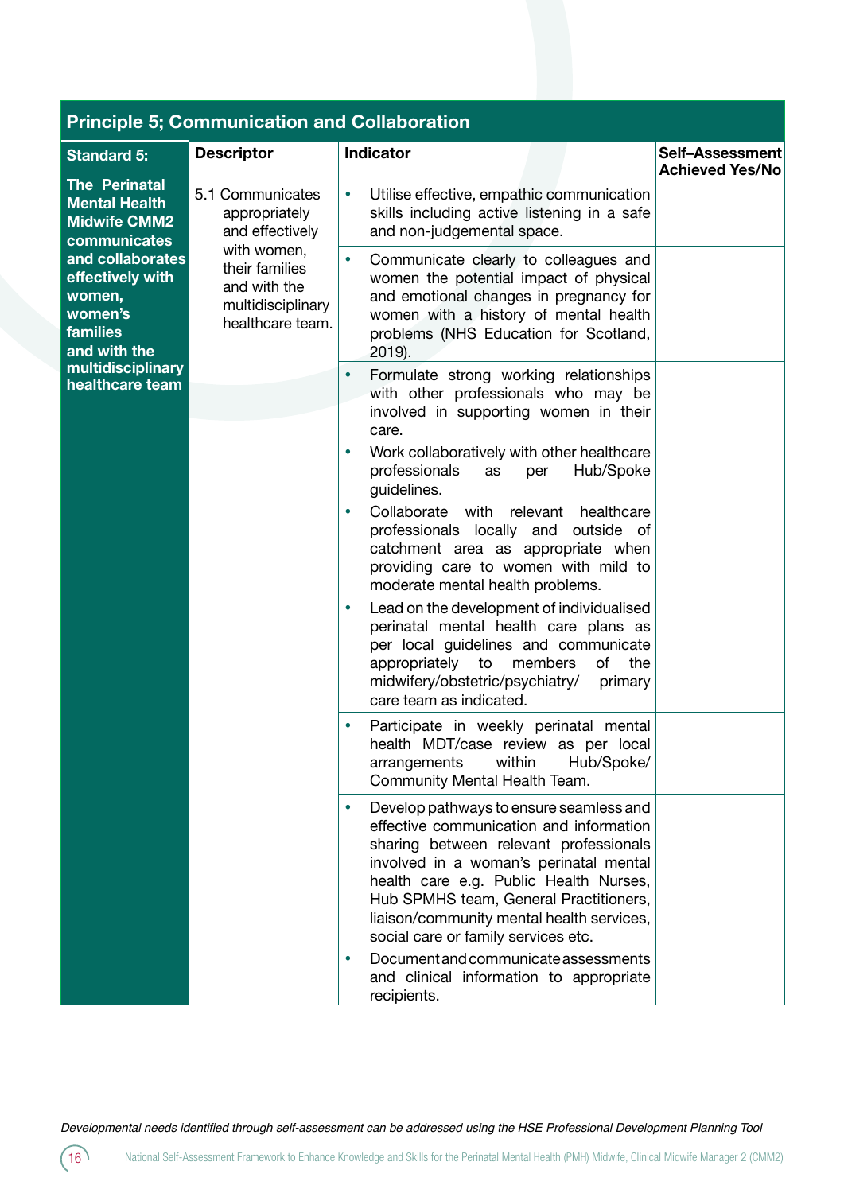| Principle 5; Communication and Collaboration | | | |
|---|---|---|---|
| **Standard 5:** | **Descriptor** | **Indicator** | **Self–Assessment Achieved Yes/No** |
| **The Perinatal Mental Health Midwife CMM2 communicates and collaborates effectively with women, women's families and with the multidisciplinary healthcare team** | 5.1 Communicates appropriately and effectively with women, their families and with the multidisciplinary healthcare team. | • Utilise effective, empathic communication skills including active listening in a safe and non-judgemental space. | |
| | | • Communicate clearly to colleagues and women the potential impact of physical and emotional changes in pregnancy for women with a history of mental health problems (NHS Education for Scotland, 2019). | |
| | | • Formulate strong working relationships with other professionals who may be involved in supporting women in their care.<br>• Work collaboratively with other healthcare professionals as per Hub/Spoke guidelines.<br>• Collaborate with relevant healthcare professionals locally and outside of catchment area as appropriate when providing care to women with mild to moderate mental health problems.<br>• Lead on the development of individualised perinatal mental health care plans as per local guidelines and communicate appropriately to members of the midwifery/obstetric/psychiatry/ primary care team as indicated. | |
| | | • Participate in weekly perinatal mental health MDT/case review as per local arrangements within Hub/Spoke/ Community Mental Health Team. | |
| | | • Develop pathways to ensure seamless and effective communication and information sharing between relevant professionals involved in a woman's perinatal mental health care e.g. Public Health Nurses, Hub SPMHS team, General Practitioners, liaison/community mental health services, social care or family services etc.<br>• Document and communicate assessments and clinical information to appropriate recipients. | |

*Developmental needs identified through self-assessment can be addressed using the HSE Professional Development Planning Tool*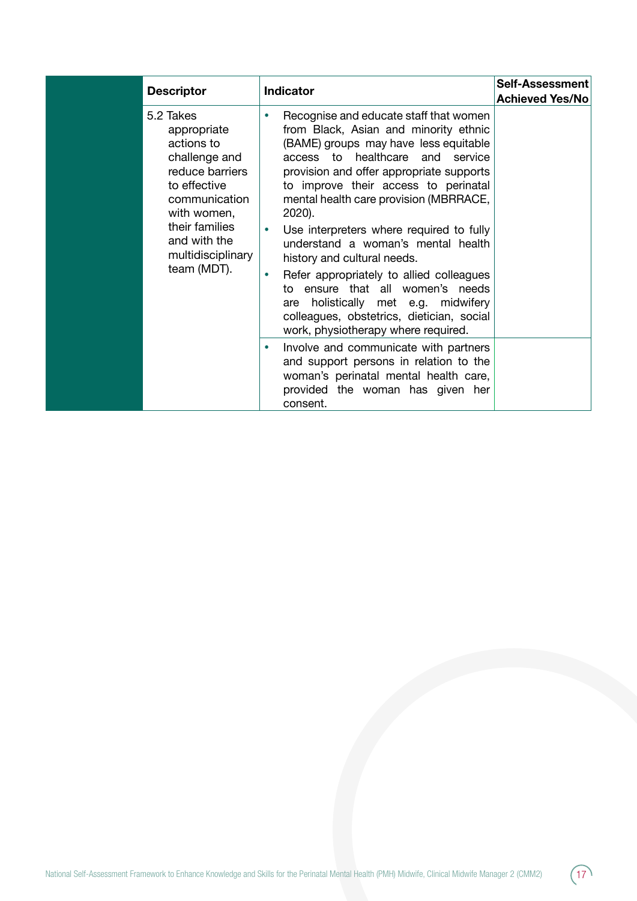| Descriptor | Indicator | Self-Assessment Achieved Yes/No |
|---|---|---|
| 5.2 Takes appropriate actions to challenge and reduce barriers to effective communication with women, their families and with the multidisciplinary team (MDT). | • Recognise and educate staff that women from Black, Asian and minority ethnic (BAME) groups may have less equitable access to healthcare and service provision and offer appropriate supports to improve their access to perinatal mental health care provision (MBRRACE, 2020).<br>• Use interpreters where required to fully understand a woman's mental health history and cultural needs.<br>• Refer appropriately to allied colleagues to ensure that all women's needs are holistically met e.g. midwifery colleagues, obstetrics, dietician, social work, physiotherapy where required. | |
| | • Involve and communicate with partners and support persons in relation to the woman's perinatal mental health care, provided the woman has given her consent. | |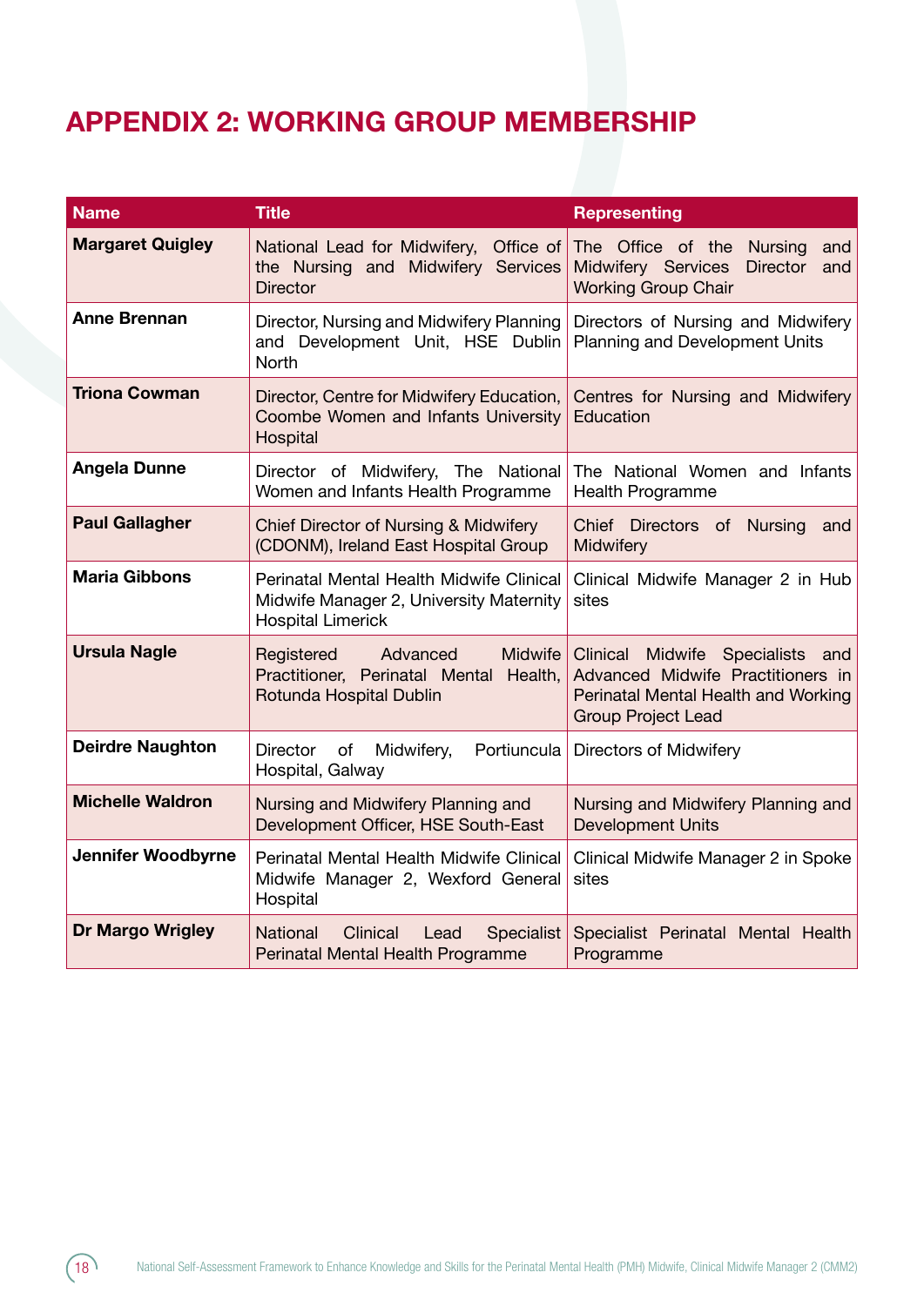## APPENDIX 2: WORKING GROUP MEMBERSHIP

| Name | Title | Representing |
|---|---|---|
| **Margaret Quigley** | National Lead for Midwifery, Office of the Nursing and Midwifery Services Director | The Office of the Nursing and Midwifery Services Director and Working Group Chair |
| **Anne Brennan** | Director, Nursing and Midwifery Planning and Development Unit, HSE Dublin North | Directors of Nursing and Midwifery Planning and Development Units |
| **Triona Cowman** | Director, Centre for Midwifery Education, Coombe Women and Infants University Hospital | Centres for Nursing and Midwifery Education |
| **Angela Dunne** | Director of Midwifery, The National Women and Infants Health Programme | The National Women and Infants Health Programme |
| **Paul Gallagher** | Chief Director of Nursing & Midwifery (CDONM), Ireland East Hospital Group | Chief Directors of Nursing and Midwifery |
| **Maria Gibbons** | Perinatal Mental Health Midwife Clinical Midwife Manager 2, University Maternity Hospital Limerick | Clinical Midwife Manager 2 in Hub sites |
| **Ursula Nagle** | Registered Advanced Midwife Practitioner, Perinatal Mental Health, Rotunda Hospital Dublin | Clinical Midwife Specialists and Advanced Midwife Practitioners in Perinatal Mental Health and Working Group Project Lead |
| **Deirdre Naughton** | Director of Midwifery, Portiuncula Hospital, Galway | Directors of Midwifery |
| **Michelle Waldron** | Nursing and Midwifery Planning and Development Officer, HSE South-East | Nursing and Midwifery Planning and Development Units |
| **Jennifer Woodbyrne** | Perinatal Mental Health Midwife Clinical Midwife Manager 2, Wexford General Hospital | Clinical Midwife Manager 2 in Spoke sites |
| **Dr Margo Wrigley** | National Clinical Lead Specialist Perinatal Mental Health Programme | Specialist Perinatal Mental Health Programme |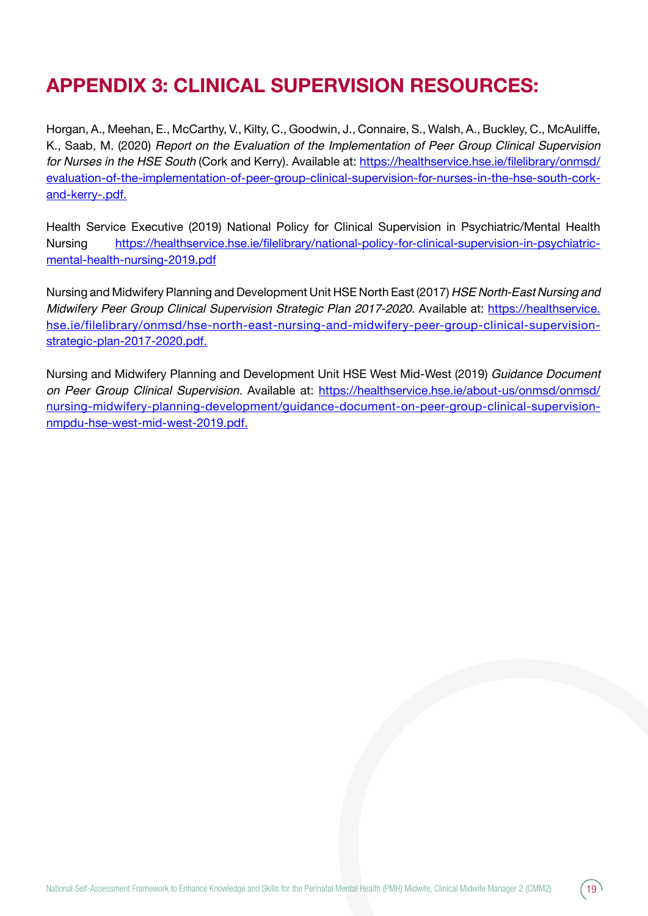# APPENDIX 3: CLINICAL SUPERVISION RESOURCES:

Horgan, A., Meehan, E., McCarthy, V., Kilty, C., Goodwin, J., Connaire, S., Walsh, A., Buckley, C., McAuliffe, K., Saab, M. (2020) *Report on the Evaluation of the Implementation of Peer Group Clinical Supervision for Nurses in the HSE South* (Cork and Kerry). Available at: https://healthservice.hse.ie/filelibrary/onmsd/evaluation-of-the-implementation-of-peer-group-clinical-supervision-for-nurses-in-the-hse-south-cork-and-kerry-.pdf.

Health Service Executive (2019) National Policy for Clinical Supervision in Psychiatric/Mental Health Nursing https://healthservice.hse.ie/filelibrary/national-policy-for-clinical-supervision-in-psychiatric-mental-health-nursing-2019.pdf

Nursing and Midwifery Planning and Development Unit HSE North East (2017) *HSE North-East Nursing and Midwifery Peer Group Clinical Supervision Strategic Plan 2017-2020.* Available at: https://healthservice.hse.ie/filelibrary/onmsd/hse-north-east-nursing-and-midwifery-peer-group-clinical-supervision-strategic-plan-2017-2020.pdf.

Nursing and Midwifery Planning and Development Unit HSE West Mid-West (2019) *Guidance Document on Peer Group Clinical Supervision.* Available at: https://healthservice.hse.ie/about-us/onmsd/onmsd/nursing-midwifery-planning-development/guidance-document-on-peer-group-clinical-supervision-nmpdu-hse-west-mid-west-2019.pdf.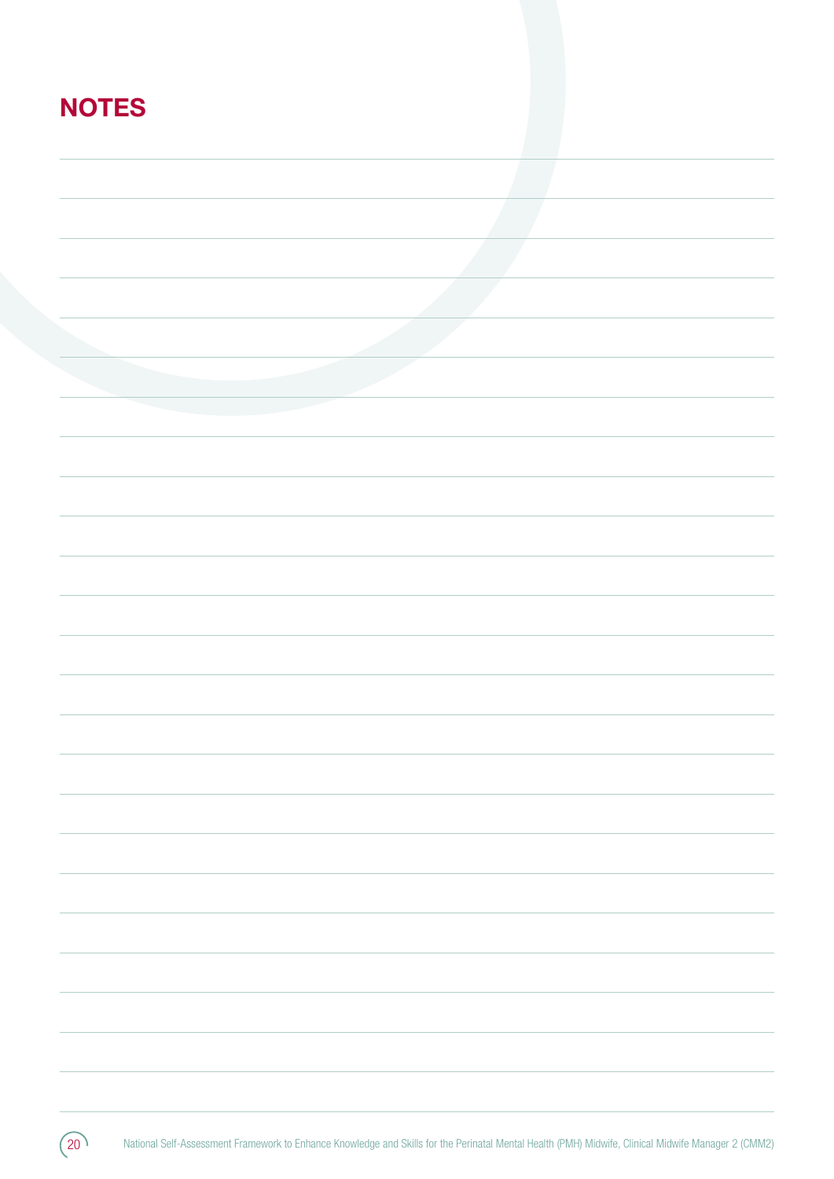# NOTES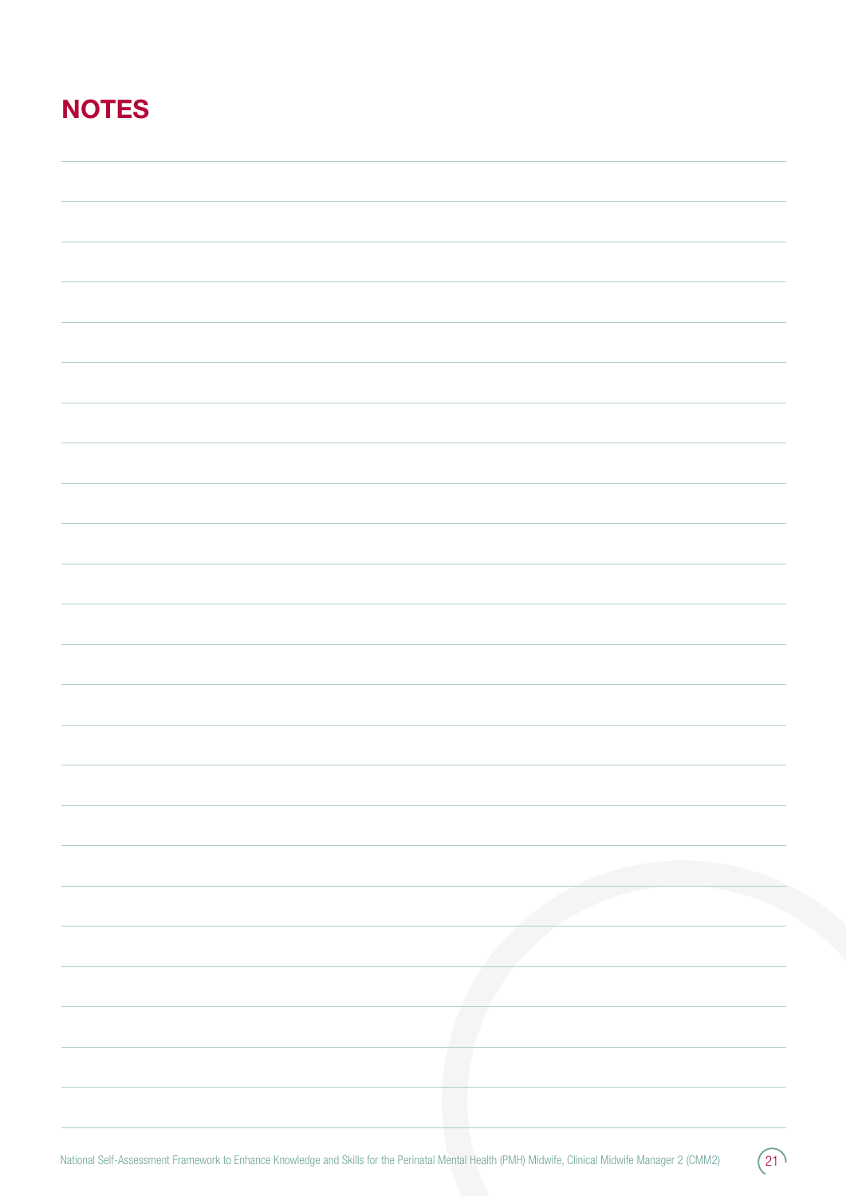# NOTES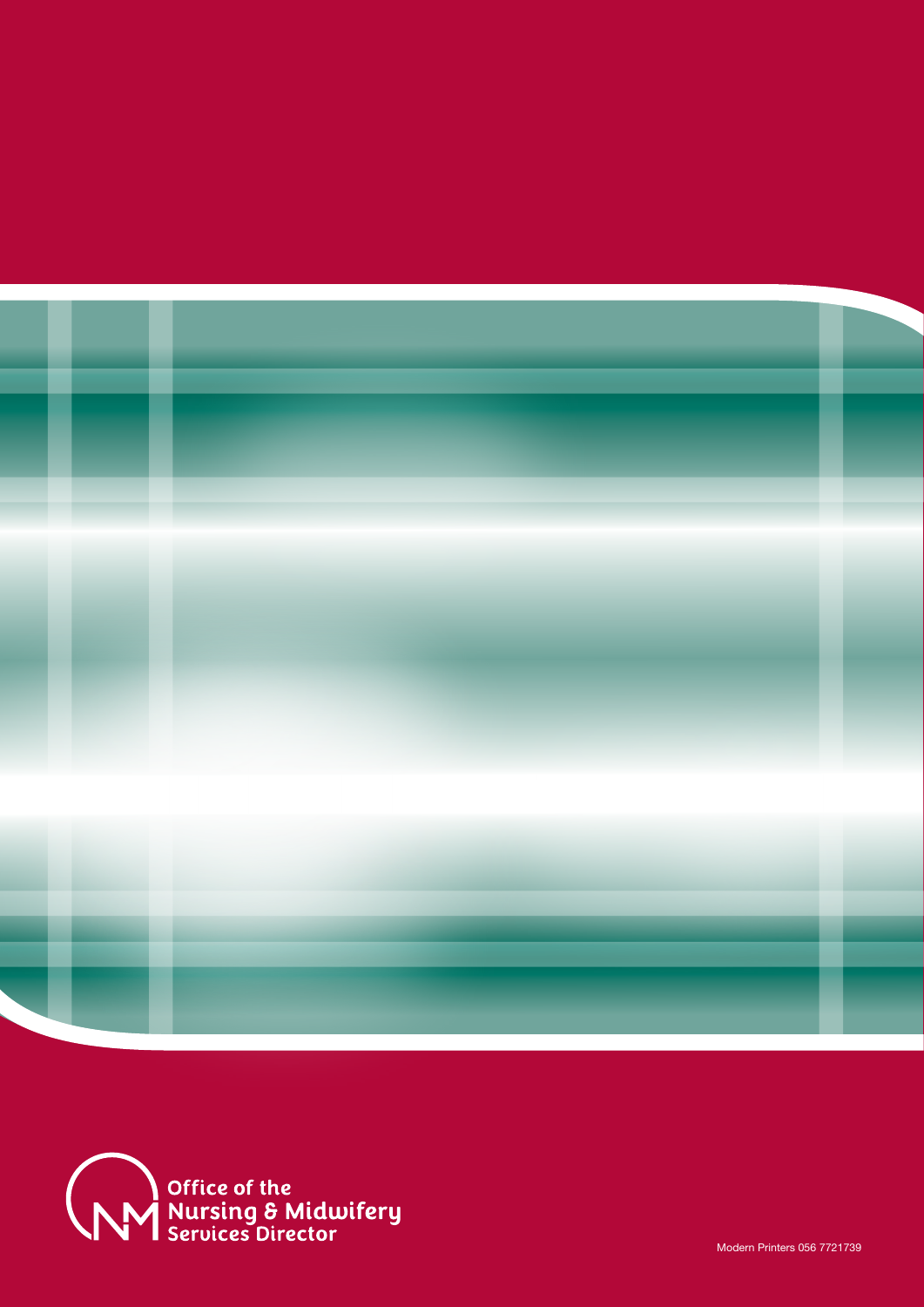Office of the
Nursing & Midwifery
Services Director

Modern Printers 056 7721739